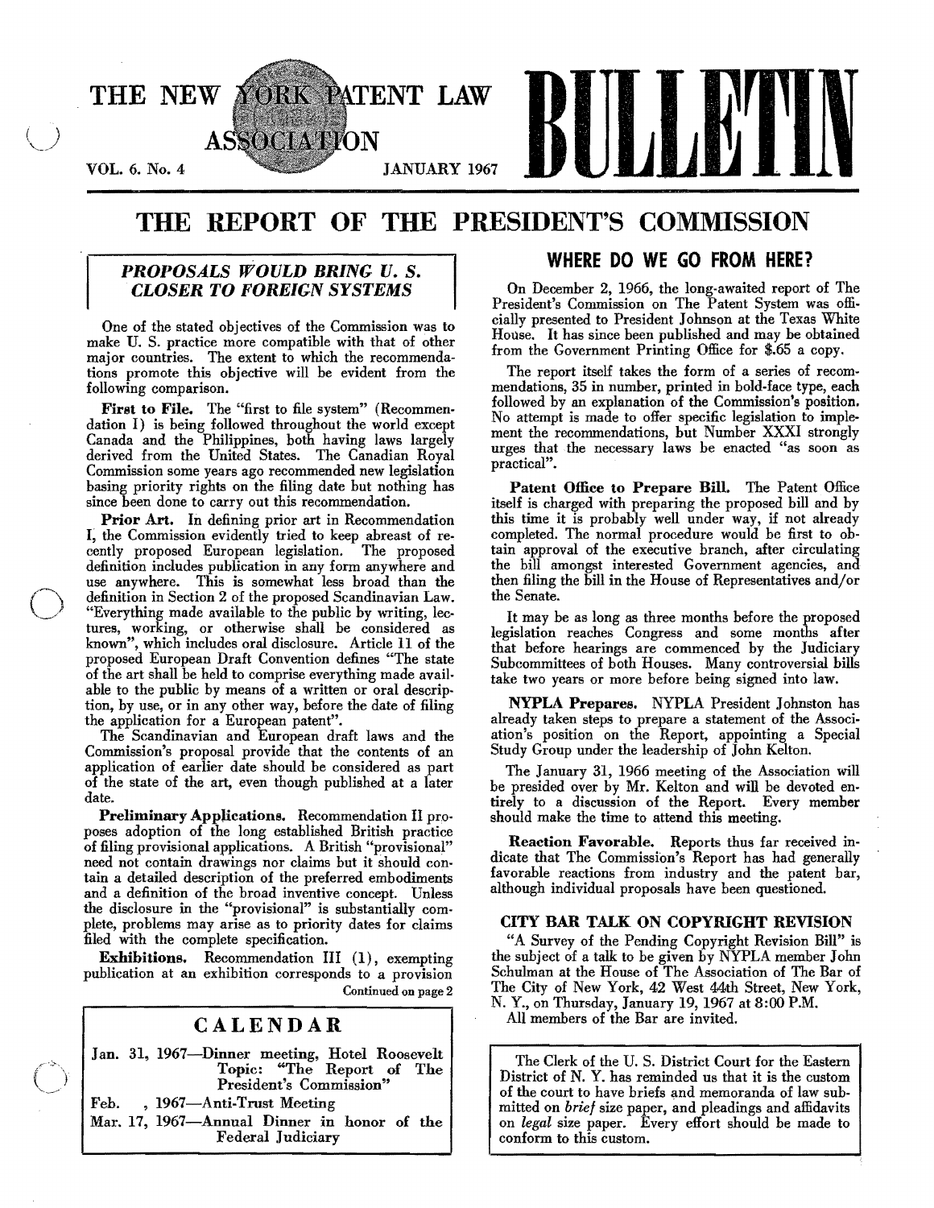# THE NEW YORK PATENT LAW ASSOCIATION BULLETIN

VOL. 6. No. 4 JANUARY 1967

# THE REPORT OF THE PRESIDENT'S COMMISSION

## *PROPOSALS WOULD BRING U. S. CLOSER TO FOREIGN SYSTEMS*

One of the stated objectives of the Commission was to make U. S. practice more compatible with that of other major countries. The extent to which the recommendations promote this objective will be evident from the following comparison.

**First to File.** The "first to file system" (Recommendation I) is being followed throughout the world except Canada and the Philippines, both having laws largely derived from the United States. The Canadian Royal Commission some years ago recommended new legislation basing priority rights on the filing date but nothing has since been done to carry out this recommendation.

**Prior Art.** In defining prior art in Recommendation I, the Commission evidently tried to keep abreast of recently proposed European legislation. The proposed definition includes publication in any form anywhere and use anywhere. This is somewhat less broad than the definition in Section 2 of the proposed Scandinavian Law. "Everything made available to the public by writing, lectures, working, or otherwise shall be considered as known", which includes oral disclosure. Article 11 of the proposed European Draft Convention defines "The state of the art shall be held to comprise everything made available to the public by means of a written or oral description, by use, or in any other way, before the date of filing the application for a European patent".

The Scandinavian and European draft laws and the Commission's proposal provide that the contents of an application of earlier date should be considered as part of the state of the art, even though published at a later date.

**Preliminary Applications.** Recommendation II proposes adoption of the long established British practice of filing provisional applications. A British "provisional" need not contain drawings nor claims but it should contain a detailed description of the preferred embodiments and a definition of the broad inventive concept. Unless the disclosure in the "provisional" is substantially complete, problems may arise as to priority dates for claims filed with the complete specification.

**Exhibitions.** Recommendation III (1), exempting publication at an exhibition corresponds to a provision

Continued on page 2

## CALENDAR

Jan. 31, 1967—Dinner meeting, Hotel Roosevelt
Topic: "The Report of The President's Commission"

Feb. , 1967—Anti-Trust Meeting

Mar. 17, 1967—Annual Dinner in honor of the Federal Judiciary

## WHERE DO WE GO FROM HERE?

On December 2, 1966, the long-awaited report of The President's Commission on The Patent System was officially presented to President Johnson at the Texas White House. It has since been published and may be obtained from the Government Printing Office for $.65 a copy.

The report itself takes the form of a series of recommendations, 35 in number, printed in bold-face type, each followed by an explanation of the Commission's position. No attempt is made to offer specific legislation to implement the recommendations, but Number XXXI strongly urges that the necessary laws be enacted "as soon as practical".

**Patent Office to Prepare Bill.** The Patent Office itself is charged with preparing the proposed bill and by this time it is probably well under way, if not already completed. The normal procedure would be first to obtain approval of the executive branch, after circulating the bill amongst interested Government agencies, and then filing the bill in the House of Representatives and/or the Senate.

It may be as long as three months before the proposed legislation reaches Congress and some months after that before hearings are commenced by the Judiciary Subcommittees of both Houses. Many controversial bills take two years or more before being signed into law.

**NYPLA Prepares.** NYPLA President Johnston has already taken steps to prepare a statement of the Association's position on the Report, appointing a Special Study Group under the leadership of John Kelton.

The January 31, 1966 meeting of the Association will be presided over by Mr. Kelton and will be devoted entirely to a discussion of the Report. Every member should make the time to attend this meeting.

**Reaction Favorable.** Reports thus far received indicate that The Commission's Report has had generally favorable reactions from industry and the patent bar, although individual proposals have been questioned.

## CITY BAR TALK ON COPYRIGHT REVISION

"A Survey of the Pending Copyright Revision Bill" is the subject of a talk to be given by NYPLA member John Schulman at the House of The Association of The Bar of The City of New York, 42 West 44th Street, New York, N. Y., on Thursday, January 19, 1967 at 8:00 P.M.

All members of the Bar are invited.

The Clerk of the U. S. District Court for the Eastern District of N. Y. has reminded us that it is the custom of the court to have briefs and memoranda of law submitted on *brief* size paper, and pleadings and affidavits on *legal* size paper. Every effort should be made to conform to this custom.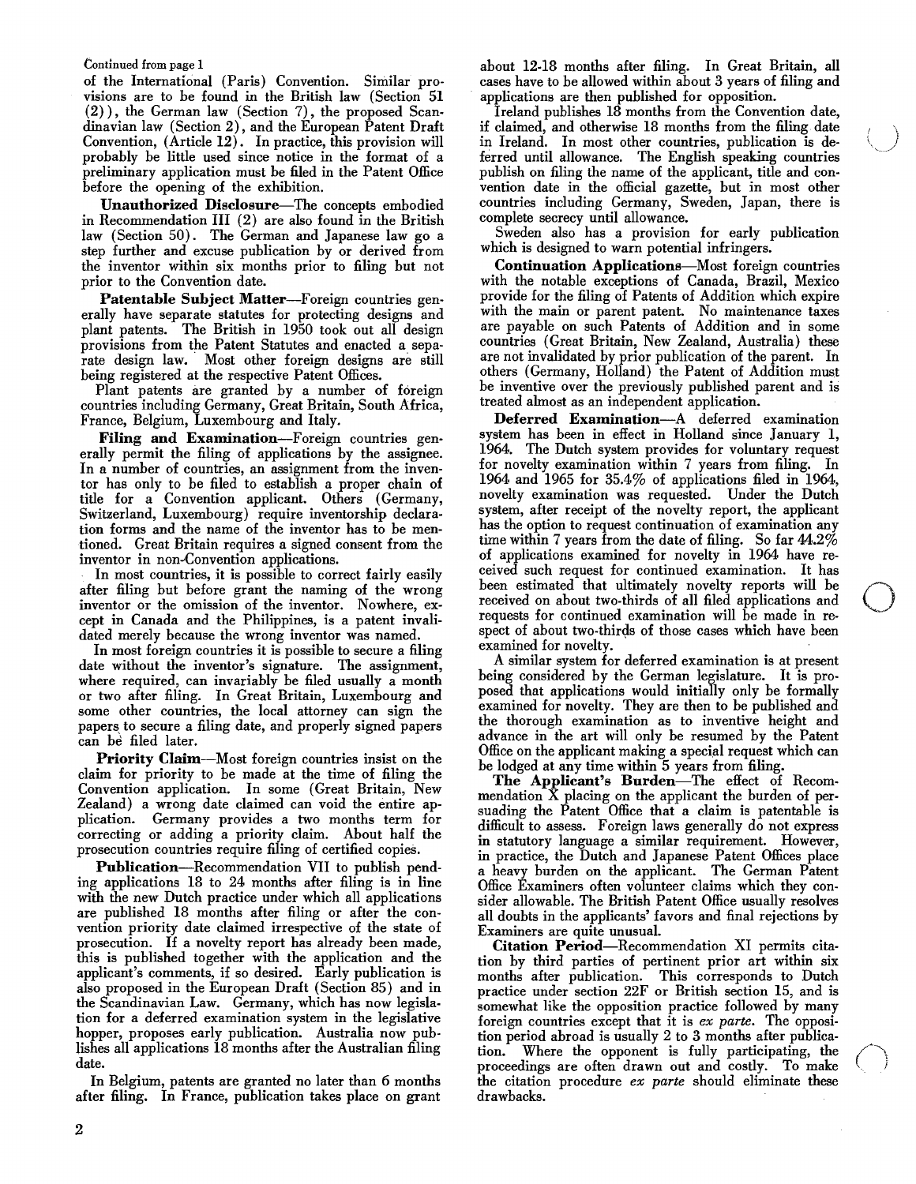Continued from page 1

of the International (Paris) Convention. Similar provisions are to be found in the British law (Section 51 (2)), the German law (Section 7), the proposed Scandinavian law (Section 2), and the European Patent Draft Convention, (Article 12). In practice, this provision will probably be little used since notice in the format of a preliminary application must be filed in the Patent Office before the opening of the exhibition.

**Unauthorized Disclosure**—The concepts embodied in Recommendation III (2) are also found in the British law (Section 50). The German and Japanese law go a step further and excuse publication by or derived from the inventor within six months prior to filing but not prior to the Convention date.

**Patentable Subject Matter**—Foreign countries generally have separate statutes for protecting designs and plant patents. The British in 1950 took out all design provisions from the Patent Statutes and enacted a separate design law. Most other foreign designs are still being registered at the respective Patent Offices.

Plant patents are granted by a number of foreign countries including Germany, Great Britain, South Africa, France, Belgium, Luxembourg and Italy.

**Filing and Examination**—Foreign countries generally permit the filing of applications by the assignee. In a number of countries, an assignment from the inventor has only to be filed to establish a proper chain of title for a Convention applicant. Others (Germany, Switzerland, Luxembourg) require inventorship declaration forms and the name of the inventor has to be mentioned. Great Britain requires a signed consent from the inventor in non-Convention applications.

In most countries, it is possible to correct fairly easily after filing but before grant the naming of the wrong inventor or the omission of the inventor. Nowhere, except in Canada and the Philippines, is a patent invalidated merely because the wrong inventor was named.

In most foreign countries it is possible to secure a filing date without the inventor's signature. The assignment, where required, can invariably be filed usually a month or two after filing. In Great Britain, Luxembourg and some other countries, the local attorney can sign the papers to secure a filing date, and properly signed papers can be filed later.

**Priority Claim**—Most foreign countries insist on the claim for priority to be made at the time of filing the Convention application. In some (Great Britain, New Zealand) a wrong date claimed can void the entire application. Germany provides a two months term for correcting or adding a priority claim. About half the prosecution countries require filing of certified copies.

**Publication**—Recommendation VII to publish pending applications 18 to 24 months after filing is in line with the new Dutch practice under which all applications are published 18 months after filing or after the convention priority date claimed irrespective of the state of prosecution. If a novelty report has already been made, this is published together with the application and the applicant's comments, if so desired. Early publication is also proposed in the European Draft (Section 85) and in the Scandinavian Law. Germany, which has now legislation for a deferred examination system in the legislative hopper, proposes early publication. Australia now publishes all applications 18 months after the Australian filing date.

In Belgium, patents are granted no later than 6 months after filing. In France, publication takes place on grant about 12-18 months after filing. In Great Britain, all cases have to be allowed within about 3 years of filing and applications are then published for opposition.

Ireland publishes 18 months from the Convention date, if claimed, and otherwise 18 months from the filing date in Ireland. In most other countries, publication is deferred until allowance. The English speaking countries publish on filing the name of the applicant, title and convention date in the official gazette, but in most other countries including Germany, Sweden, Japan, there is complete secrecy until allowance.

Sweden also has a provision for early publication which is designed to warn potential infringers.

**Continuation Applications**—Most foreign countries with the notable exceptions of Canada, Brazil, Mexico provide for the filing of Patents of Addition which expire with the main or parent patent. No maintenance taxes are payable on such Patents of Addition and in some countries (Great Britain, New Zealand, Australia) these are not invalidated by prior publication of the parent. In others (Germany, Holland) the Patent of Addition must be inventive over the previously published parent and is treated almost as an independent application.

**Deferred Examination**—A deferred examination system has been in effect in Holland since January 1, 1964. The Dutch system provides for voluntary request for novelty examination within 7 years from filing. In 1964 and 1965 for 35.4% of applications filed in 1964, novelty examination was requested. Under the Dutch system, after receipt of the novelty report, the applicant has the option to request continuation of examination any time within 7 years from the date of filing. So far 44.2% of applications examined for novelty in 1964 have received such request for continued examination. It has been estimated that ultimately novelty reports will be received on about two-thirds of all filed applications and requests for continued examination will be made in respect of about two-thirds of those cases which have been examined for novelty.

A similar system for deferred examination is at present being considered by the German legislature. It is proposed that applications would initially only be formally examined for novelty. They are then to be published and the thorough examination as to inventive height and advance in the art will only be resumed by the Patent Office on the applicant making a special request which can be lodged at any time within 5 years from filing.

**The Applicant's Burden**—The effect of Recommendation X placing on the applicant the burden of persuading the Patent Office that a claim is patentable is difficult to assess. Foreign laws generally do not express in statutory language a similar requirement. However, in practice, the Dutch and Japanese Patent Offices place a heavy burden on the applicant. The German Patent Office Examiners often volunteer claims which they consider allowable. The British Patent Office usually resolves all doubts in the applicants' favors and final rejections by Examiners are quite unusual.

**Citation Period**—Recommendation XI permits citation by third parties of pertinent prior art within six months after publication. This corresponds to Dutch practice under section 22F or British section 15, and is somewhat like the opposition practice followed by many foreign countries except that it is *ex parte*. The opposition period abroad is usually 2 to 3 months after publication. Where the opponent is fully participating, the proceedings are often drawn out and costly. To make the citation procedure *ex parte* should eliminate these drawbacks.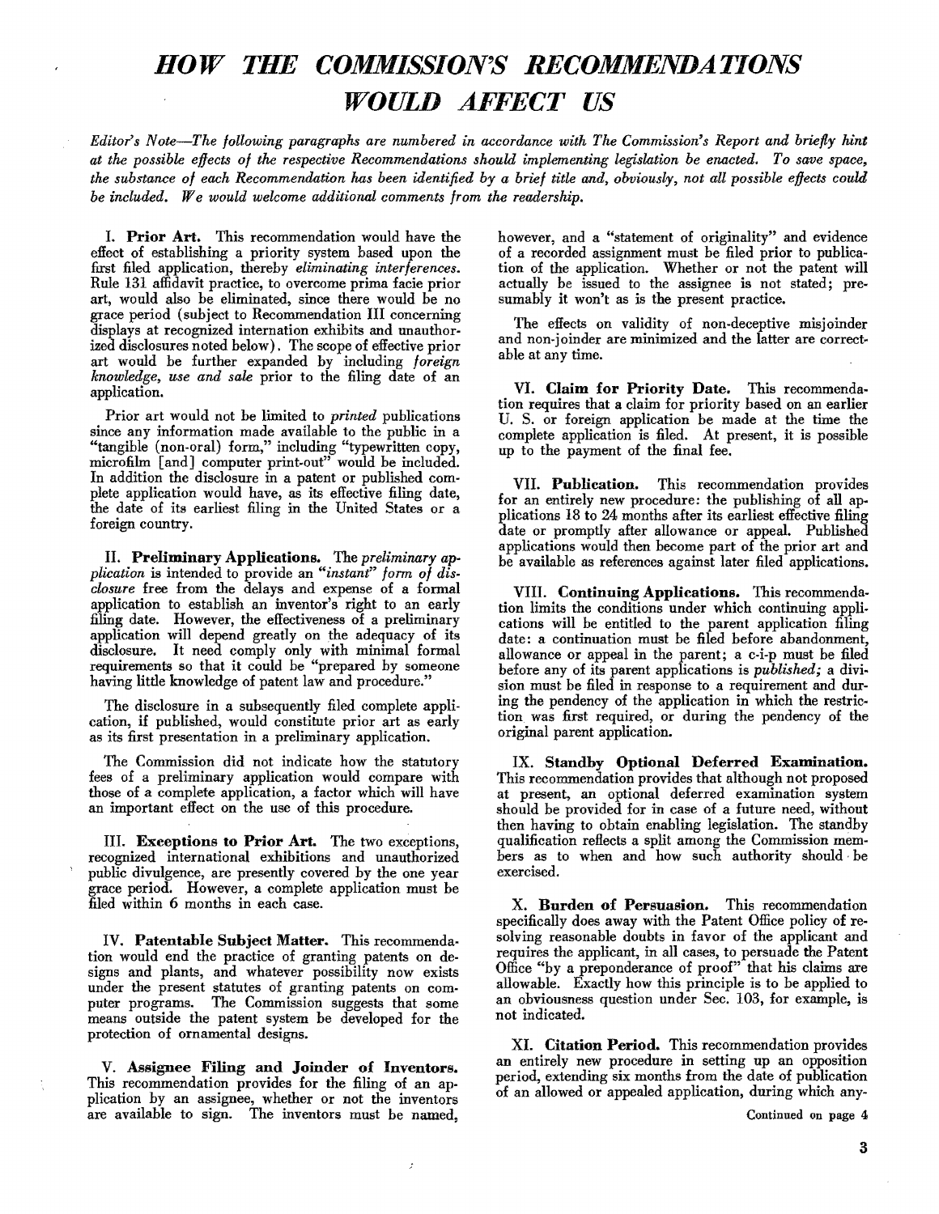# *HOW THE COMMISSION'S RECOMMENDATIONS WOULD AFFECT US*

*Editor's Note—The following paragraphs are numbered in accordance with The Commission's Report and briefly hint at the possible effects of the respective Recommendations should implementing legislation be enacted. To save space, the substance of each Recommendation has been identified by a brief title and, obviously, not all possible effects could be included. We would welcome additional comments from the readership.*

I. **Prior Art.** This recommendation would have the effect of establishing a priority system based upon the first filed application, thereby *eliminating interferences.* Rule 131 affidavit practice, to overcome prima facie prior art, would also be eliminated, since there would be no grace period (subject to Recommendation III concerning displays at recognized internation exhibits and unauthorized disclosures noted below). The scope of effective prior art would be further expanded by including *foreign knowledge, use and sale* prior to the filing date of an application.

Prior art would not be limited to *printed* publications since any information made available to the public in a "tangible (non-oral) form," including "typewritten copy, microfilm [and] computer print-out" would be included. In addition the disclosure in a patent or published complete application would have, as its effective filing date, the date of its earliest filing in the United States or a foreign country.

II. **Preliminary Applications.** The *preliminary application* is intended to provide an *"instant" form of disclosure* free from the delays and expense of a formal application to establish an inventor's right to an early filing date. However, the effectiveness of a preliminary application will depend greatly on the adequacy of its disclosure. It need comply only with minimal formal requirements so that it could be "prepared by someone having little knowledge of patent law and procedure."

The disclosure in a subsequently filed complete application, if published, would constitute prior art as early as its first presentation in a preliminary application.

The Commission did not indicate how the statutory fees of a preliminary application would compare with those of a complete application, a factor which will have an important effect on the use of this procedure.

III. **Exceptions to Prior Art.** The two exceptions, recognized international exhibitions and unauthorized public divulgence, are presently covered by the one year grace period. However, a complete application must be filed within 6 months in each case.

IV. **Patentable Subject Matter.** This recommendation would end the practice of granting patents on designs and plants, and whatever possibility now exists under the present statutes of granting patents on computer programs. The Commission suggests that some means outside the patent system be developed for the protection of ornamental designs.

V. **Assignee Filing and Joinder of Inventors.** This recommendation provides for the filing of an application by an assignee, whether or not the inventors are available to sign. The inventors must be named, however, and a "statement of originality" and evidence of a recorded assignment must be filed prior to publication of the application. Whether or not the patent will actually be issued to the assignee is not stated; presumably it won't as is the present practice.

The effects on validity of non-deceptive misjoinder and non-joinder are minimized and the latter are correctable at any time.

VI. **Claim for Priority Date.** This recommendation requires that a claim for priority based on an earlier U. S. or foreign application be made at the time the complete application is filed. At present, it is possible up to the payment of the final fee.

VII. **Publication.** This recommendation provides for an entirely new procedure: the publishing of all applications 18 to 24 months after its earliest effective filing date or promptly after allowance or appeal. Published applications would then become part of the prior art and be available as references against later filed applications.

VIII. **Continuing Applications.** This recommendation limits the conditions under which continuing applications will be entitled to the parent application filing date: a continuation must be filed before abandonment, allowance or appeal in the parent; a c-i-p must be filed before any of its parent applications is *published;* a division must be filed in response to a requirement and during the pendency of the application in which the restriction was first required, or during the pendency of the original parent application.

IX. **Standby Optional Deferred Examination.** This recommendation provides that although not proposed at present, an optional deferred examination system should be provided for in case of a future need, without then having to obtain enabling legislation. The standby qualification reflects a split among the Commission members as to when and how such authority should be exercised.

X. **Burden of Persuasion.** This recommendation specifically does away with the Patent Office policy of resolving reasonable doubts in favor of the applicant and requires the applicant, in all cases, to persuade the Patent Office "by a preponderance of proof" that his claims are allowable. Exactly how this principle is to be applied to an obviousness question under Sec. 103, for example, is not indicated.

XI. **Citation Period.** This recommendation provides an entirely new procedure in setting up an opposition period, extending six months from the date of publication of an allowed or appealed application, during which any-

Continued on page 4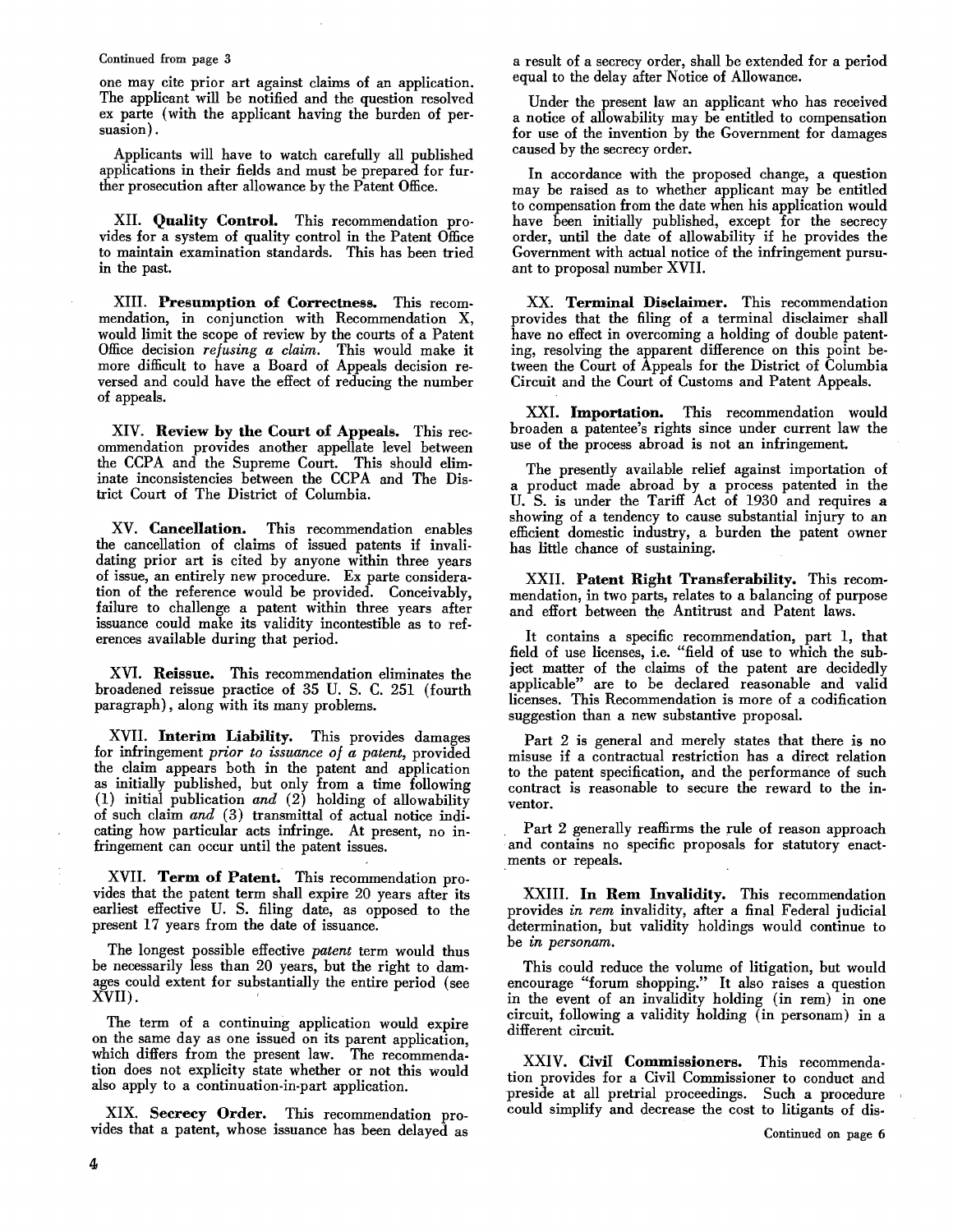Continued from page 3

one may cite prior art against claims of an application. The applicant will be notified and the question resolved ex parte (with the applicant having the burden of persuasion).

Applicants will have to watch carefully all published applications in their fields and must be prepared for further prosecution after allowance by the Patent Office.

XII. **Quality Control.** This recommendation provides for a system of quality control in the Patent Office to maintain examination standards. This has been tried in the past.

XIII. **Presumption of Correctness.** This recommendation, in conjunction with Recommendation X, would limit the scope of review by the courts of a Patent Office decision *refusing a claim.* This would make it more difficult to have a Board of Appeals decision reversed and could have the effect of reducing the number of appeals.

XIV. **Review by the Court of Appeals.** This recommendation provides another appellate level between the CCPA and the Supreme Court. This should eliminate inconsistencies between the CCPA and The District Court of The District of Columbia.

XV. **Cancellation.** This recommendation enables the cancellation of claims of issued patents if invalidating prior art is cited by anyone within three years of issue, an entirely new procedure. Ex parte consideration of the reference would be provided. Conceivably, failure to challenge a patent within three years after issuance could make its validity incontestible as to references available during that period.

XVI. **Reissue.** This recommendation eliminates the broadened reissue practice of 35 U. S. C. 251 (fourth paragraph), along with its many problems.

XVII. **Interim Liability.** This provides damages for infringement *prior to issuance of a patent,* provided the claim appears both in the patent and application as initially published, but only from a time following (1) initial publication *and* (2) holding of allowability of such claim *and* (3) transmittal of actual notice indicating how particular acts infringe. At present, no infringement can occur until the patent issues.

XVII. **Term of Patent.** This recommendation provides that the patent term shall expire 20 years after its earliest effective U. S. filing date, as opposed to the present 17 years from the date of issuance.

The longest possible effective *patent* term would thus be necessarily less than 20 years, but the right to damages could extent for substantially the entire period (see XVII).

The term of a continuing application would expire on the same day as one issued on its parent application, which differs from the present law. The recommendation does not explicity state whether or not this would also apply to a continuation-in-part application.

XIX. **Secrecy Order.** This recommendation provides that a patent, whose issuance has been delayed as a result of a secrecy order, shall be extended for a period equal to the delay after Notice of Allowance.

Under the present law an applicant who has received a notice of allowability may be entitled to compensation for use of the invention by the Government for damages caused by the secrecy order.

In accordance with the proposed change, a question may be raised as to whether applicant may be entitled to compensation from the date when his application would have been initially published, except for the secrecy order, until the date of allowability if he provides the Government with actual notice of the infringement pursuant to proposal number XVII.

XX. **Terminal Disclaimer.** This recommendation provides that the filing of a terminal disclaimer shall have no effect in overcoming a holding of double patenting, resolving the apparent difference on this point between the Court of Appeals for the District of Columbia Circuit and the Court of Customs and Patent Appeals.

XXI. **Importation.** This recommendation would broaden a patentee's rights since under current law the use of the process abroad is not an infringement.

The presently available relief against importation of a product made abroad by a process patented in the U. S. is under the Tariff Act of 1930 and requires a showing of a tendency to cause substantial injury to an efficient domestic industry, a burden the patent owner has little chance of sustaining.

XXII. **Patent Right Transferability.** This recommendation, in two parts, relates to a balancing of purpose and effort between the Antitrust and Patent laws.

It contains a specific recommendation, part 1, that field of use licenses, i.e. "field of use to which the subject matter of the claims of the patent are decidedly applicable" are to be declared reasonable and valid licenses. This Recommendation is more of a codification suggestion than a new substantive proposal.

Part 2 is general and merely states that there is no misuse if a contractual restriction has a direct relation to the patent specification, and the performance of such contract is reasonable to secure the reward to the inventor.

Part 2 generally reaffirms the rule of reason approach and contains no specific proposals for statutory enactments or repeals.

XXIII. **In Rem Invalidity.** This recommendation provides *in rem* invalidity, after a final Federal judicial determination, but validity holdings would continue to be *in personam.*

This could reduce the volume of litigation, but would encourage "forum shopping." It also raises a question in the event of an invalidity holding (in rem) in one circuit, following a validity holding (in personam) in a different circuit.

XXIV. **Civil Commissioners.** This recommendation provides for a Civil Commissioner to conduct and preside at all pretrial proceedings. Such a procedure could simplify and decrease the cost to litigants of dis-

Continued on page 6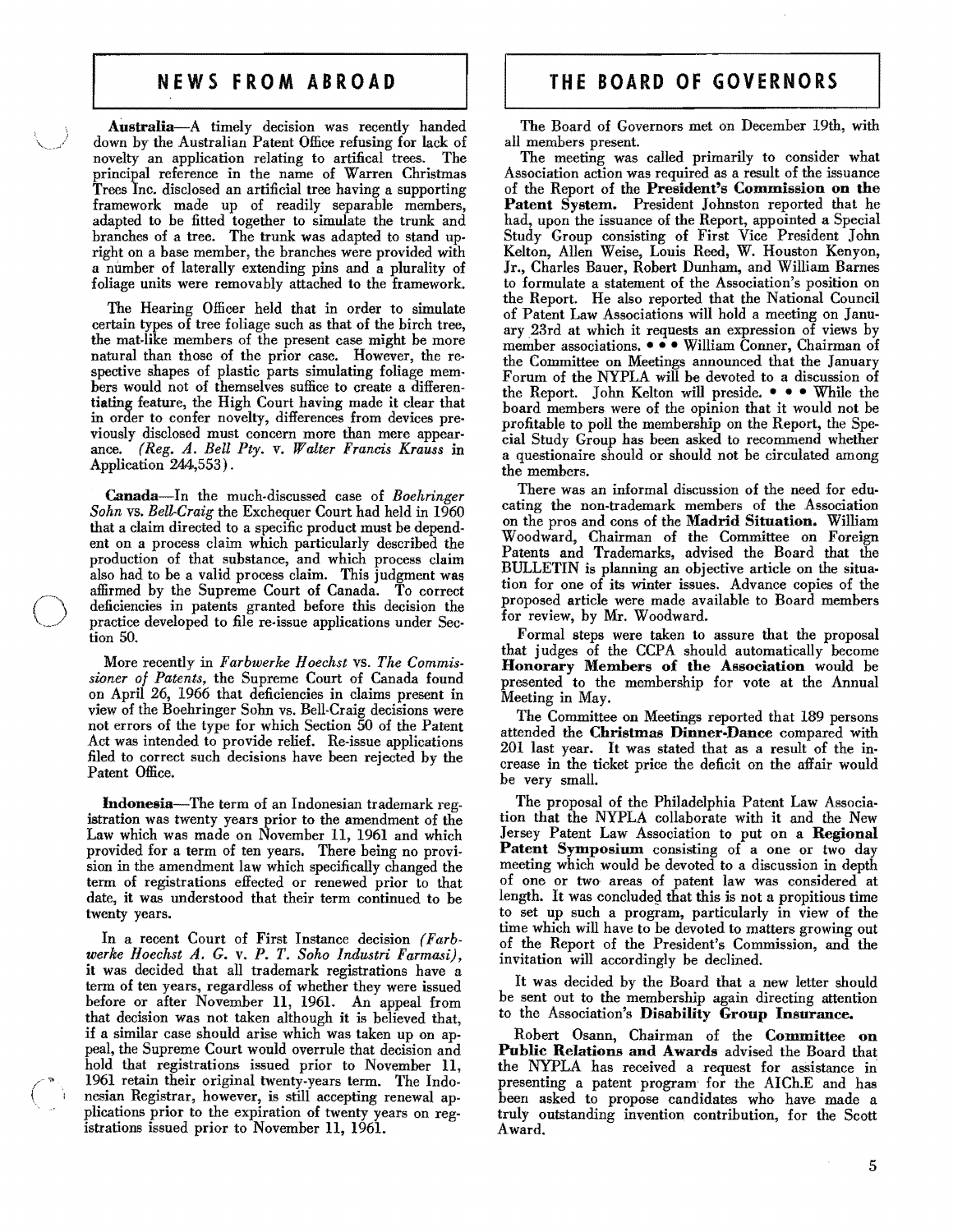## NEWS FROM ABROAD

**Australia**—A timely decision was recently handed down by the Australian Patent Office refusing for lack of novelty an application relating to artifical trees. The principal reference in the name of Warren Christmas Trees Inc. disclosed an artificial tree having a supporting framework made up of readily separable members, adapted to be fitted together to simulate the trunk and branches of a tree. The trunk was adapted to stand upright on a base member, the branches were provided with a number of laterally extending pins and a plurality of foliage units were removably attached to the framework.

The Hearing Officer held that in order to simulate certain types of tree foliage such as that of the birch tree, the mat-like members of the present case might be more natural than those of the prior case. However, the respective shapes of plastic parts simulating foliage members would not of themselves suffice to create a differentiating feature, the High Court having made it clear that in order to confer novelty, differences from devices previously disclosed must concern more than mere appearance. *(Reg. A. Bell Pty. v. Walter Francis Krauss* in Application 244,553).

**Canada**—In the much-discussed case of *Boehringer Sohn* vs. *Bell-Craig* the Exchequer Court had held in 1960 that a claim directed to a specific product must be dependent on a process claim which particularly described the production of that substance, and which process claim also had to be a valid process claim. This judgment was affirmed by the Supreme Court of Canada. To correct deficiencies in patents granted before this decision the practice developed to file re-issue applications under Section 50.

More recently in *Farbwerke Hoechst* vs. *The Commissioner of Patents,* the Supreme Court of Canada found on April 26, 1966 that deficiencies in claims present in view of the Boehringer Sohn vs. Bell-Craig decisions were not errors of the type for which Section 50 of the Patent Act was intended to provide relief. Re-issue applications filed to correct such decisions have been rejected by the Patent Office.

**Indonesia**—The term of an Indonesian trademark registration was twenty years prior to the amendment of the Law which was made on November 11, 1961 and which provided for a term of ten years. There being no provision in the amendment law which specifically changed the term of registrations effected or renewed prior to that date, it was understood that their term continued to be twenty years.

In a recent Court of First Instance decision *(Farbwerke Hoechst A. G. v. P. T. Soho Industri Farmasi),* it was decided that all trademark registrations have a term of ten years, regardless of whether they were issued before or after November 11, 1961. An appeal from that decision was not taken although it is believed that, if a similar case should arise which was taken up on appeal, the Supreme Court would overrule that decision and hold that registrations issued prior to November 11, 1961 retain their original twenty-years term. The Indonesian Registrar, however, is still accepting renewal applications prior to the expiration of twenty years on registrations issued prior to November 11, 1961.

## THE BOARD OF GOVERNORS

The Board of Governors met on December 19th, with all members present.

The meeting was called primarily to consider what Association action was required as a result of the issuance of the Report of the **President's Commission on the Patent System.** President Johnston reported that he had, upon the issuance of the Report, appointed a Special Study Group consisting of First Vice President John Kelton, Allen Weise, Louis Reed, W. Houston Kenyon, Jr., Charles Bauer, Robert Dunham, and William Barnes to formulate a statement of the Association's position on the Report. He also reported that the National Council of Patent Law Associations will hold a meeting on January 23rd at which it requests an expression of views by member associations. • • • William Conner, Chairman of the Committee on Meetings announced that the January Forum of the NYPLA will be devoted to a discussion of the Report. John Kelton will preside. • • • While the board members were of the opinion that it would not be profitable to poll the membership on the Report, the Special Study Group has been asked to recommend whether a questionaire should or should not be circulated among the members.

There was an informal discussion of the need for educating the non-trademark members of the Association on the pros and cons of the **Madrid Situation.** William Woodward, Chairman of the Committee on Foreign Patents and Trademarks, advised the Board that the BULLETIN is planning an objective article on the situation for one of its winter issues. Advance copies of the proposed article were made available to Board members for review, by Mr. Woodward.

Formal steps were taken to assure that the proposal that judges of the CCPA should automatically become **Honorary Members of the Association** would be presented to the membership for vote at the Annual Meeting in May.

The Committee on Meetings reported that 189 persons attended the **Christmas Dinner-Dance** compared with 201 last year. It was stated that as a result of the increase in the ticket price the deficit on the affair would be very small.

The proposal of the Philadelphia Patent Law Association that the NYPLA collaborate with it and the New Jersey Patent Law Association to put on a **Regional Patent Symposium** consisting of a one or two day meeting which would be devoted to a discussion in depth of one or two areas of patent law was considered at length. It was concluded that this is not a propitious time to set up such a program, particularly in view of the time which will have to be devoted to matters growing out of the Report of the President's Commission, and the invitation will accordingly be declined.

It was decided by the Board that a new letter should be sent out to the membership again directing attention to the Association's **Disability Group Insurance.**

Robert Osann, Chairman of the **Committee on Public Relations and Awards** advised the Board that the NYPLA has received a request for assistance in presenting a patent program for the AICh.E and has been asked to propose candidates who have made a truly outstanding invention contribution, for the Scott Award.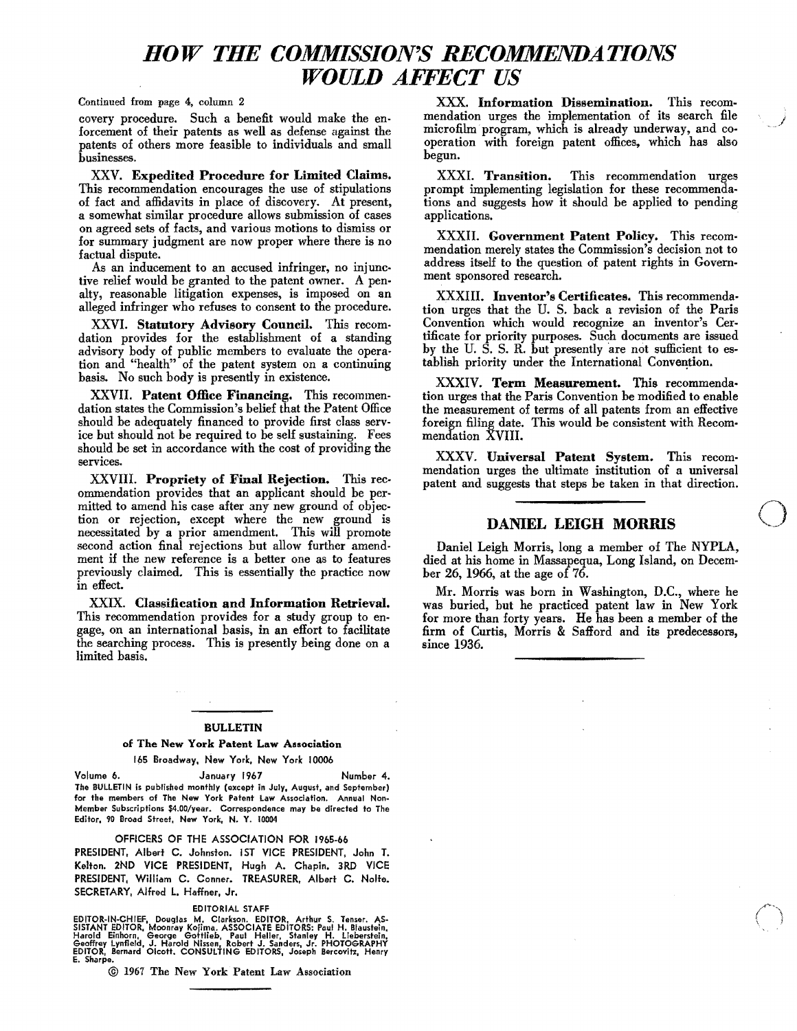# *HOW THE COMMISSION'S RECOMMENDATIONS WOULD AFFECT US*

Continued from page 4, column 2

covery procedure. Such a benefit would make the enforcement of their patents as well as defense against the patents of others more feasible to individuals and small businesses.

XXV. **Expedited Procedure for Limited Claims.** This recommendation encourages the use of stipulations of fact and affidavits in place of discovery. At present, a somewhat similar procedure allows submission of cases on agreed sets of facts, and various motions to dismiss or for summary judgment are now proper where there is no factual dispute.

As an inducement to an accused infringer, no injunctive relief would be granted to the patent owner. A penalty, reasonable litigation expenses, is imposed on an alleged infringer who refuses to consent to the procedure.

XXVI. **Statutory Advisory Council.** This recomdation provides for the establishment of a standing advisory body of public members to evaluate the operation and "health" of the patent system on a continuing basis. No such body is presently in existence.

XXVII. **Patent Office Financing.** This recommendation states the Commission's belief that the Patent Office should be adequately financed to provide first class service but should not be required to be self sustaining. Fees should be set in accordance with the cost of providing the services.

XXVIII. **Propriety of Final Rejection.** This recommendation provides that an applicant should be permitted to amend his case after any new ground of objection or rejection, except where the new ground is necessitated by a prior amendment. This will promote second action final rejections but allow further amendment if the new reference is a better one as to features previously claimed. This is essentially the practice now in effect.

XXIX. **Classification and Information Retrieval.** This recommendation provides for a study group to engage, on an international basis, in an effort to facilitate the searching process. This is presently being done on a limited basis.

XXX. **Information Dissemination.** This recommendation urges the implementation of its search file microfilm program, which is already underway, and cooperation with foreign patent offices, which has also begun.

XXXI. **Transition.** This recommendation urges prompt implementing legislation for these recommendations and suggests how it should be applied to pending applications.

XXXII. **Government Patent Policy.** This recommendation merely states the Commission's decision not to address itself to the question of patent rights in Government sponsored research.

XXXIII. **Inventor's Certificates.** This recommendation urges that the U. S. back a revision of the Paris Convention which would recognize an inventor's Certificate for priority purposes. Such documents are issued by the U. S. S. R. but presently are not sufficient to establish priority under the International Convention.

XXXIV. **Term Measurement.** This recommendation urges that the Paris Convention be modified to enable the measurement of terms of all patents from an effective foreign filing date. This would be consistent with Recommendation XVIII.

XXXV. **Universal Patent System.** This recommendation urges the ultimate institution of a universal patent and suggests that steps be taken in that direction.

## DANIEL LEIGH MORRIS

Daniel Leigh Morris, long a member of The NYPLA, died at his home in Massapequa, Long Island, on December 26, 1966, at the age of 76.

Mr. Morris was born in Washington, D.C., where he was buried, but he practiced patent law in New York for more than forty years. He has been a member of the firm of Curtis, Morris & Safford and its predecessors, since 1936.

**BULLETIN**

**of The New York Patent Law Association**

165 Broadway, New York, New York 10006

Volume 6. January 1967 Number 4.

The BULLETIN is published monthly (except in July, August, and September) for the members of The New York Patent Law Association. Annual Non-Member Subscriptions $4.00/year. Correspondence may be directed to The Editor, 90 Broad Street, New York, N. Y. 10004

OFFICERS OF THE ASSOCIATION FOR 1965-66

PRESIDENT, Albert C. Johnston. 1ST VICE PRESIDENT, John T. Kelton. 2ND VICE PRESIDENT, Hugh A. Chapin. 3RD VICE PRESIDENT, William C. Conner. TREASURER, Albert C. Nolte. SECRETARY, Alfred L. Haffner, Jr.

EDITORIAL STAFF

EDITOR-IN-CHIEF, Douglas M. Clarkson. EDITOR, Arthur S. Tenser. ASSISTANT EDITOR, Moonray Kojima. ASSOCIATE EDITORS: Paul H. Blaustein, Harold Einhorn, George Gottlieb, Paul Heller, Stanley H. Lieberstein, Geoffrey Lynfield, J. Harold Nissen, Robert J. Sanders, Jr. PHOTOGRAPHY EDITOR, Bernard Olcott. CONSULTING EDITORS, Joseph Bercovitz, Henry E. Sharpe.

© 1967 The New York Patent Law Association